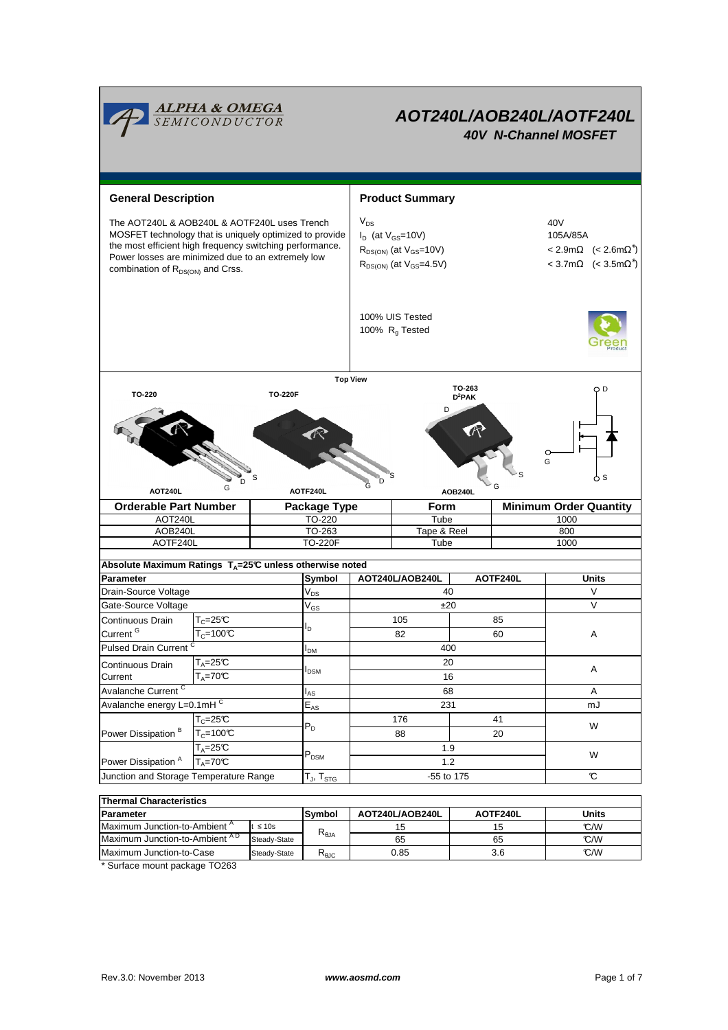# AOT240L/AOB240L/AOTF240L

## 40V N-Channel MOSFET

ALPHA & OMEGA SEMICONDUCTOR

## General Description

The AOT240L & AOB240L & AOTF240L uses Trench MOSFET technology that is uniquely optimized to provide the most efficient high frequency switching performance. Power losses are minimized due to an extremely low combination of $R_{DS(ON)}$ and Crss.

## Product Summary

| | |
|---|---|
| $V_{DS}$ | 40V |
| $I_D$ (at $V_{GS}$=10V) | 105A/85A |
| $R_{DS(ON)}$ (at $V_{GS}$=10V) | < 2.9mΩ (< 2.6mΩ*) |
| $R_{DS(ON)}$ (at $V_{GS}$=4.5V) | < 3.7mΩ (< 3.5mΩ*) |

100% UIS Tested
100% $R_g$ Tested

Top View

TO-220 (AOT240L) — TO-220F (AOTF240L) — TO-263 $D^2PAK$ (AOB240L)

| Orderable Part Number | Package Type | Form | Minimum Order Quantity |
|---|---|---|---|
| AOT240L | TO-220 | Tube | 1000 |
| AOB240L | TO-263 | Tape & Reel | 800 |
| AOTF240L | TO-220F | Tube | 1000 |

**Absolute Maximum Ratings $T_A$=25°C unless otherwise noted**

| Parameter | | Symbol | AOT240L/AOB240L | AOTF240L | Units |
|---|---|---|---|---|---|
| Drain-Source Voltage | | $V_{DS}$ | 40 | | V |
| Gate-Source Voltage | | $V_{GS}$ | ±20 | | V |
| Continuous Drain Current [G] | $T_C$=25°C | $I_D$ | 105 | 85 | A |
| | $T_C$=100°C | | 82 | 60 | |
| Pulsed Drain Current [C] | | $I_{DM}$ | 400 | | |
| Continuous Drain Current | $T_A$=25°C | $I_{DSM}$ | 20 | | A |
| | $T_A$=70°C | | 16 | | |
| Avalanche Current [C] | | $I_{AS}$ | 68 | | A |
| Avalanche energy L=0.1mH [C] | | $E_{AS}$ | 231 | | mJ |
| Power Dissipation [B] | $T_C$=25°C | $P_D$ | 176 | 41 | W |
| | $T_C$=100°C | | 88 | 20 | |
| Power Dissipation [A] | $T_A$=25°C | $P_{DSM}$ | 1.9 | | W |
| | $T_A$=70°C | | 1.2 | | |
| Junction and Storage Temperature Range | | $T_J$, $T_{STG}$ | -55 to 175 | | °C |

**Thermal Characteristics**

| Parameter | | Symbol | AOT240L/AOB240L | AOTF240L | Units |
|---|---|---|---|---|---|
| Maximum Junction-to-Ambient [A] | t ≤ 10s | $R_{\theta JA}$ | 15 | 15 | °C/W |
| Maximum Junction-to-Ambient [A D] | Steady-State | | 65 | 65 | °C/W |
| Maximum Junction-to-Case | Steady-State | $R_{\theta JC}$ | 0.85 | 3.6 | °C/W |

* Surface mount package TO263

Rev.3.0: November 2013 www.aosmd.com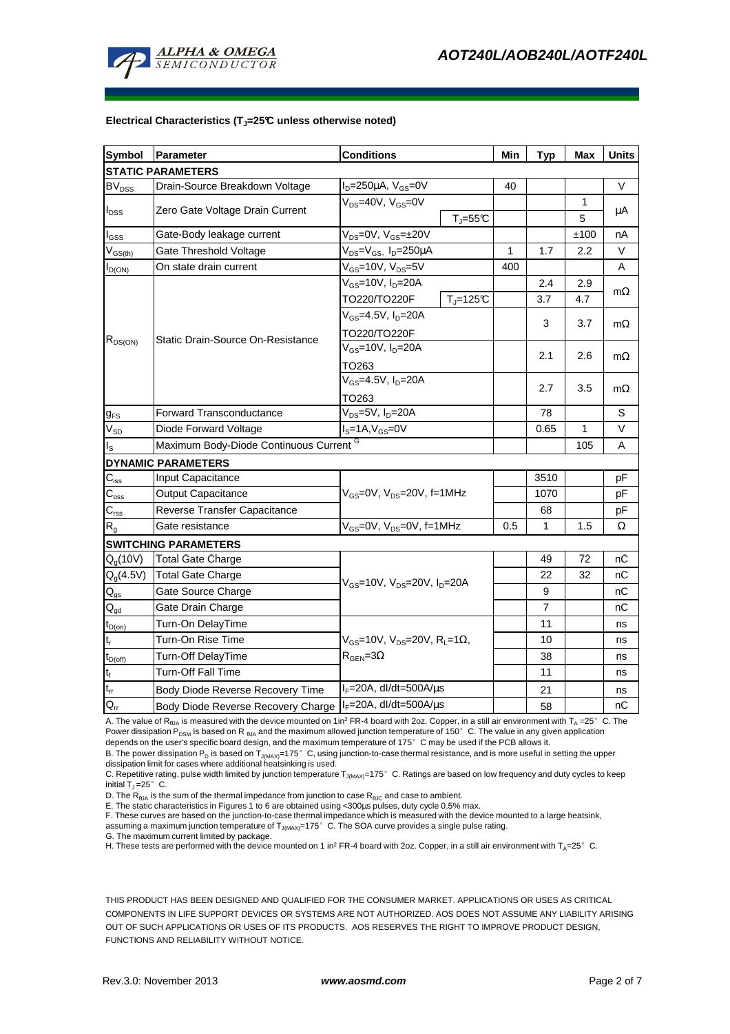**Electrical Characteristics ($T_J$=25°C unless otherwise noted)**

| Symbol | Parameter | Conditions | Min | Typ | Max | Units |
|---|---|---|---|---|---|---|
| **STATIC PARAMETERS** | | | | | | |
| $BV_{DSS}$ | Drain-Source Breakdown Voltage | $I_D$=250µA, $V_{GS}$=0V | 40 | | | V |
| $I_{DSS}$ | Zero Gate Voltage Drain Current | $V_{DS}$=40V, $V_{GS}$=0V | | | 1 | µA |
| | | $T_J$=55°C | | | 5 | |
| $I_{GSS}$ | Gate-Body leakage current | $V_{DS}$=0V, $V_{GS}$=±20V | | | ±100 | nA |
| $V_{GS(th)}$ | Gate Threshold Voltage | $V_{DS}$=$V_{GS}$, $I_D$=250µA | 1 | 1.7 | 2.2 | V |
| $I_{D(ON)}$ | On state drain current | $V_{GS}$=10V, $V_{DS}$=5V | 400 | | | A |
| $R_{DS(ON)}$ | Static Drain-Source On-Resistance | $V_{GS}$=10V, $I_D$=20A | | 2.4 | 2.9 | mΩ |
| | | TO220/TO220F $T_J$=125°C | | 3.7 | 4.7 | |
| | | $V_{GS}$=4.5V, $I_D$=20A TO220/TO220F | | 3 | 3.7 | mΩ |
| | | $V_{GS}$=10V, $I_D$=20A TO263 | | 2.1 | 2.6 | mΩ |
| | | $V_{GS}$=4.5V, $I_D$=20A TO263 | | 2.7 | 3.5 | mΩ |
| $g_{FS}$ | Forward Transconductance | $V_{DS}$=5V, $I_D$=20A | | 78 | | S |
| $V_{SD}$ | Diode Forward Voltage | $I_S$=1A, $V_{GS}$=0V | | 0.65 | 1 | V |
| $I_S$ | Maximum Body-Diode Continuous Current [G] | | | | 105 | A |
| **DYNAMIC PARAMETERS** | | | | | | |
| $C_{iss}$ | Input Capacitance | $V_{GS}$=0V, $V_{DS}$=20V, f=1MHz | | 3510 | | pF |
| $C_{oss}$ | Output Capacitance | | | 1070 | | pF |
| $C_{rss}$ | Reverse Transfer Capacitance | | | 68 | | pF |
| $R_g$ | Gate resistance | $V_{GS}$=0V, $V_{DS}$=0V, f=1MHz | 0.5 | 1 | 1.5 | Ω |
| **SWITCHING PARAMETERS** | | | | | | |
| $Q_g$(10V) | Total Gate Charge | $V_{GS}$=10V, $V_{DS}$=20V, $I_D$=20A | | 49 | 72 | nC |
| $Q_g$(4.5V) | Total Gate Charge | | | 22 | 32 | nC |
| $Q_{gs}$ | Gate Source Charge | | | 9 | | nC |
| $Q_{gd}$ | Gate Drain Charge | | | 7 | | nC |
| $t_{D(on)}$ | Turn-On DelayTime | $V_{GS}$=10V, $V_{DS}$=20V, $R_L$=1Ω, $R_{GEN}$=3Ω | | 11 | | ns |
| $t_r$ | Turn-On Rise Time | | | 10 | | ns |
| $t_{D(off)}$ | Turn-Off DelayTime | | | 38 | | ns |
| $t_f$ | Turn-Off Fall Time | | | 11 | | ns |
| $t_{rr}$ | Body Diode Reverse Recovery Time | $I_F$=20A, dI/dt=500A/µs | | 21 | | ns |
| $Q_{rr}$ | Body Diode Reverse Recovery Charge | $I_F$=20A, dI/dt=500A/µs | | 58 | | nC |

A. The value of $R_{\theta JA}$ is measured with the device mounted on 1in² FR-4 board with 2oz. Copper, in a still air environment with $T_A$ =25°C. The Power dissipation $P_{DSM}$ is based on $R_{\theta JA}$ and the maximum allowed junction temperature of 150°C. The value in any given application depends on the user's specific board design, and the maximum temperature of 175°C may be used if the PCB allows it.
B. The power dissipation $P_D$ is based on $T_{J(MAX)}$=175°C, using junction-to-case thermal resistance, and is more useful in setting the upper dissipation limit for cases where additional heatsinking is used.
C. Repetitive rating, pulse width limited by junction temperature $T_{J(MAX)}$=175°C. Ratings are based on low frequency and duty cycles to keep initial $T_J$=25°C.
D. The $R_{\theta JA}$ is the sum of the thermal impedance from junction to case $R_{\theta JC}$ and case to ambient.
E. The static characteristics in Figures 1 to 6 are obtained using <300µs pulses, duty cycle 0.5% max.
F. These curves are based on the junction-to-case thermal impedance which is measured with the device mounted to a large heatsink, assuming a maximum junction temperature of $T_{J(MAX)}$=175°C. The SOA curve provides a single pulse rating.
G. The maximum current limited by package.
H. These tests are performed with the device mounted on 1 in² FR-4 board with 2oz. Copper, in a still air environment with $T_A$=25°C.

THIS PRODUCT HAS BEEN DESIGNED AND QUALIFIED FOR THE CONSUMER MARKET. APPLICATIONS OR USES AS CRITICAL COMPONENTS IN LIFE SUPPORT DEVICES OR SYSTEMS ARE NOT AUTHORIZED. AOS DOES NOT ASSUME ANY LIABILITY ARISING OUT OF SUCH APPLICATIONS OR USES OF ITS PRODUCTS. AOS RESERVES THE RIGHT TO IMPROVE PRODUCT DESIGN, FUNCTIONS AND RELIABILITY WITHOUT NOTICE.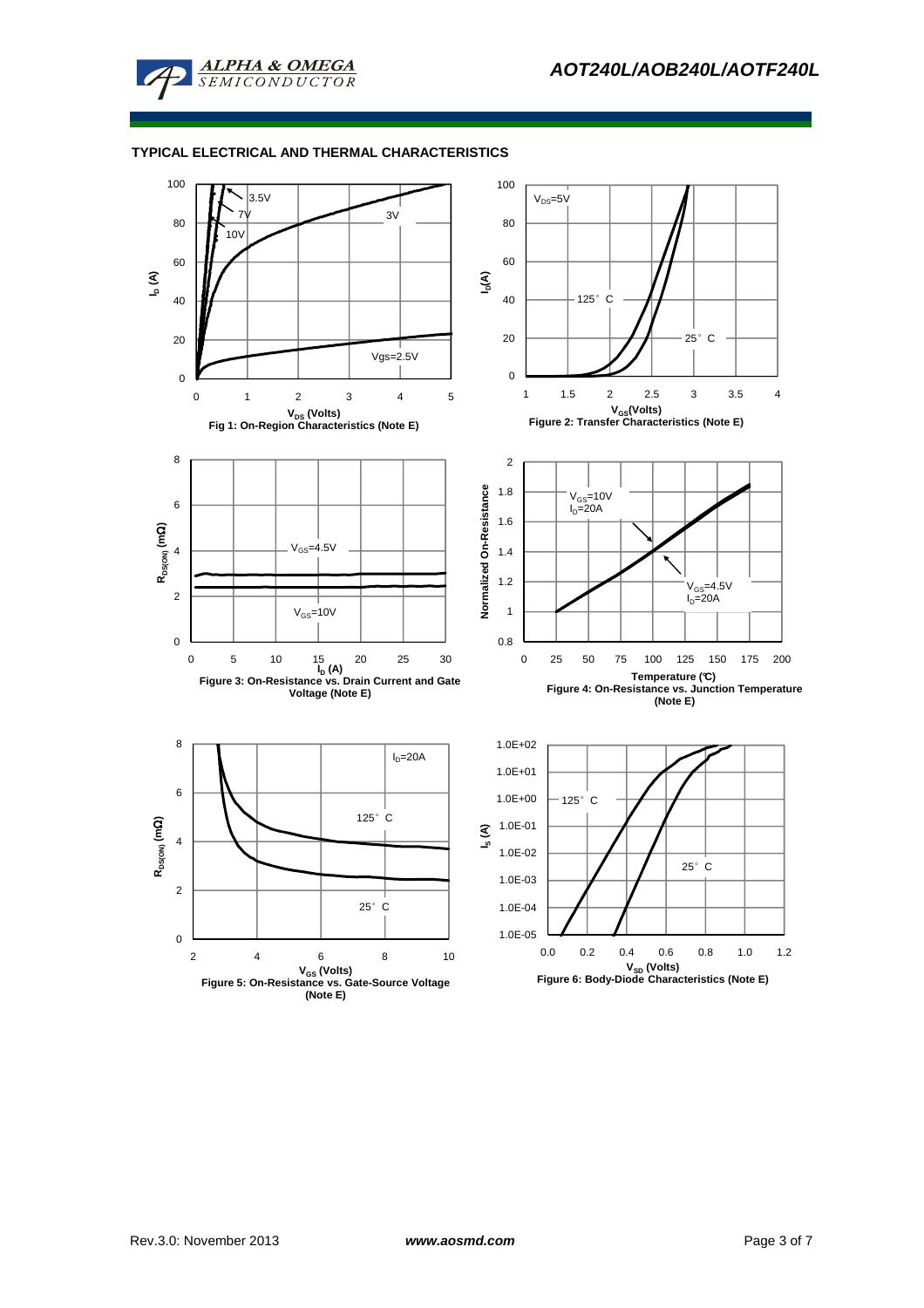## TYPICAL ELECTRICAL AND THERMAL CHARACTERISTICS

Fig 1: On-Region Characteristics (Note E)

Figure 2: Transfer Characteristics (Note E)

Figure 3: On-Resistance vs. Drain Current and Gate Voltage (Note E)

Figure 4: On-Resistance vs. Junction Temperature (Note E)

Figure 5: On-Resistance vs. Gate-Source Voltage (Note E)

Figure 6: Body-Diode Characteristics (Note E)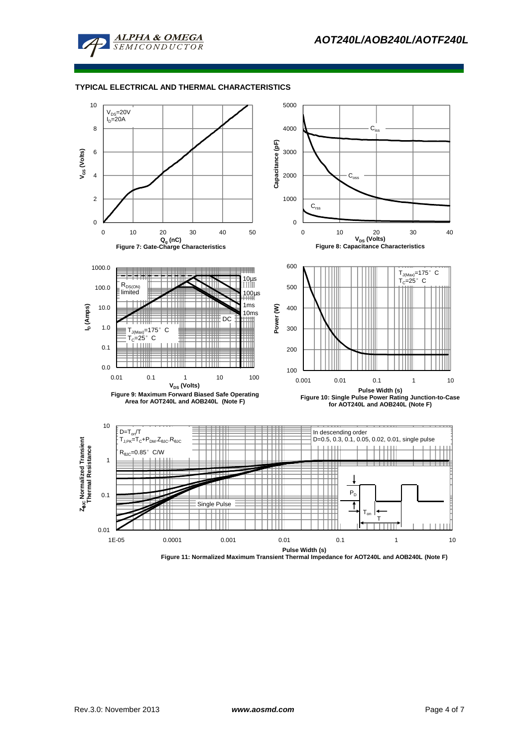## TYPICAL ELECTRICAL AND THERMAL CHARACTERISTICS

$V_{DS}$=20V
$I_D$=20A

Figure 7: Gate-Charge Characteristics

$C_{iss}$, $C_{oss}$, $C_{rss}$

Figure 8: Capacitance Characteristics

$R_{DS(ON)}$ limited
10µs
100µs
1ms
10ms
DC
$T_{J(Max)}$=175° C
$T_C$=25° C

Figure 9: Maximum Forward Biased Safe Operating Area for AOT240L and AOB240L (Note F)

$T_{J(Max)}$=175° C
$T_C$=25° C

Figure 10: Single Pulse Power Rating Junction-to-Case for AOT240L and AOB240L (Note F)

$D=T_{on}/T$
$T_{J,PK}=T_C+P_{DM}.Z_{\theta JC}.R_{\theta JC}$
$R_{\theta JC}$=0.85° C/W

In descending order
D=0.5, 0.3, 0.1, 0.05, 0.02, 0.01, single pulse

Single Pulse

Figure 11: Normalized Maximum Transient Thermal Impedance for AOT240L and AOB240L (Note F)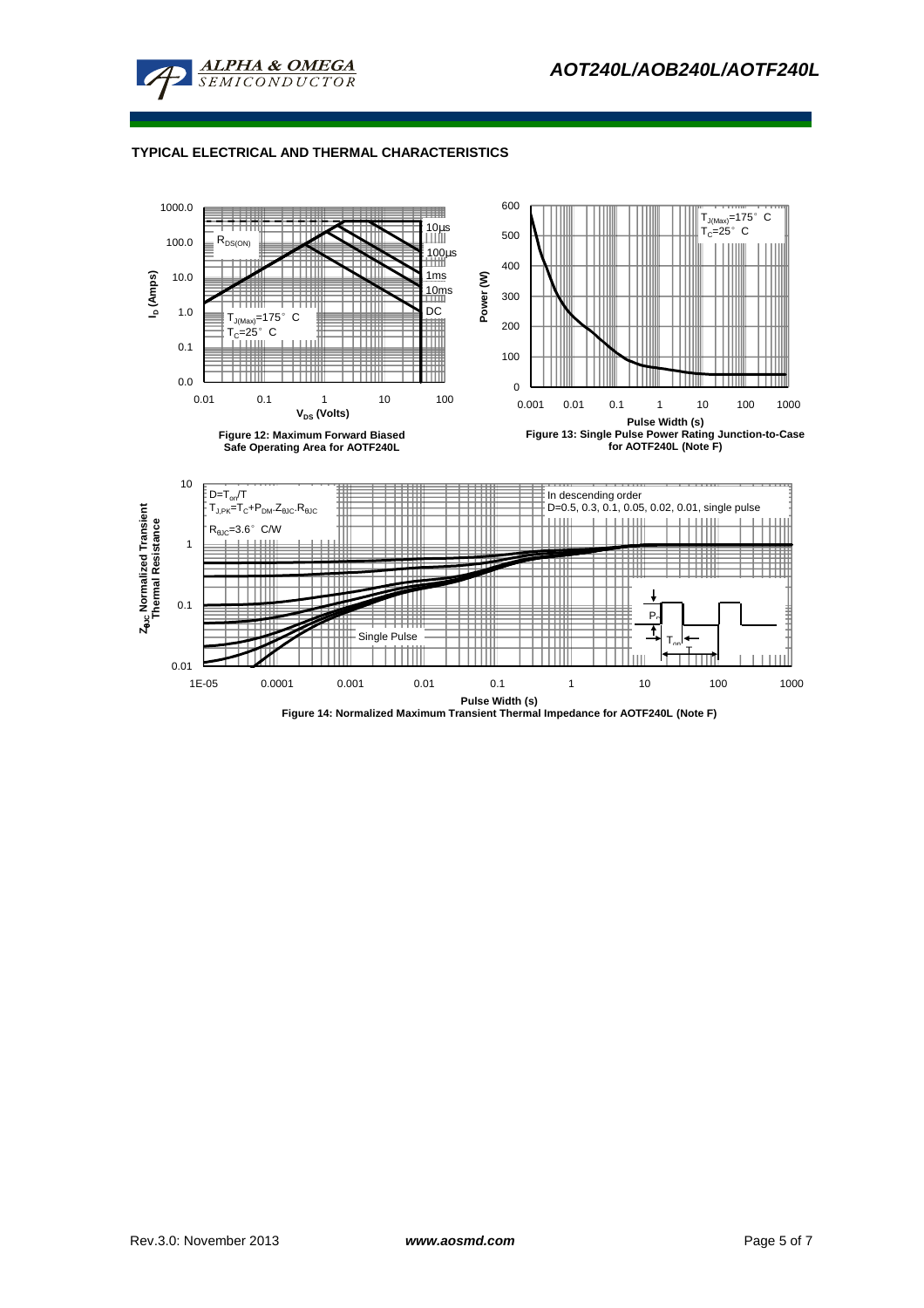## TYPICAL ELECTRICAL AND THERMAL CHARACTERISTICS

Figure 12: Maximum Forward Biased Safe Operating Area for AOTF240L

Figure 13: Single Pulse Power Rating Junction-to-Case for AOTF240L (Note F)

Figure 14: Normalized Maximum Transient Thermal Impedance for AOTF240L (Note F)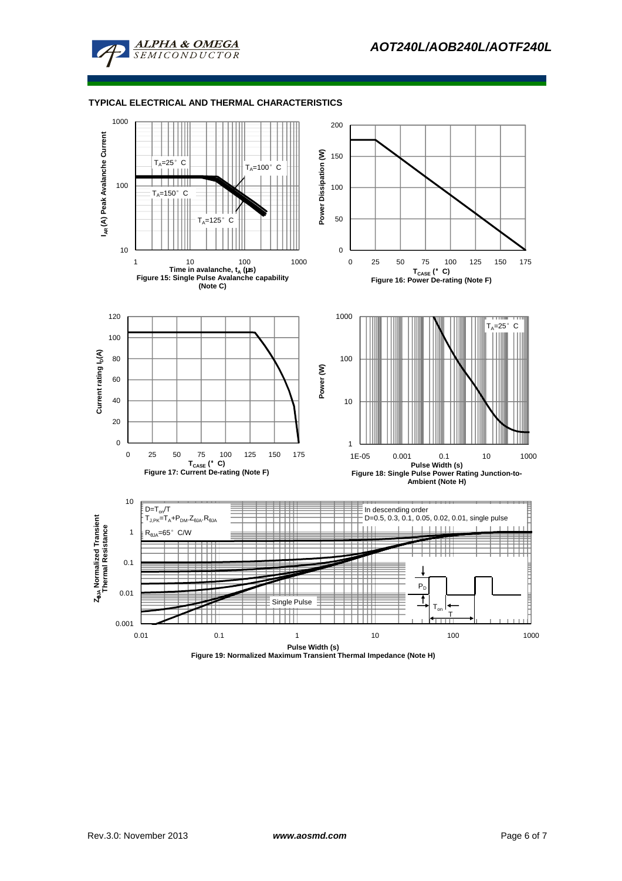### TYPICAL ELECTRICAL AND THERMAL CHARACTERISTICS

$T_A$=25° C

$T_A$=100° C

$T_A$=150° C

$T_A$=125° C

$I_{AR}$ (A) Peak Avalanche Current

Time in avalanche, $t_A$ (μs)

Figure 15: Single Pulse Avalanche capability (Note C)

Power Dissipation (W)

$T_{CASE}$ (° C)

Figure 16: Power De-rating (Note F)

Current rating $I_D$(A)

$T_{CASE}$ (° C)

Figure 17: Current De-rating (Note F)

$T_A$=25° C

Power (W)

Pulse Width (s)

Figure 18: Single Pulse Power Rating Junction-to-Ambient (Note H)

D=$T_{on}$/T

$T_{J,PK}$=$T_A$+$P_{DM}$.$Z_{\theta JA}$.$R_{\theta JA}$

$R_{\theta JA}$=65° C/W

In descending order

D=0.5, 0.3, 0.1, 0.05, 0.02, 0.01, single pulse

Single Pulse

$P_D$

$T_{on}$

T

$Z_{\theta JA}$ Normalized Transient Thermal Resistance

Pulse Width (s)

Figure 19: Normalized Maximum Transient Thermal Impedance (Note H)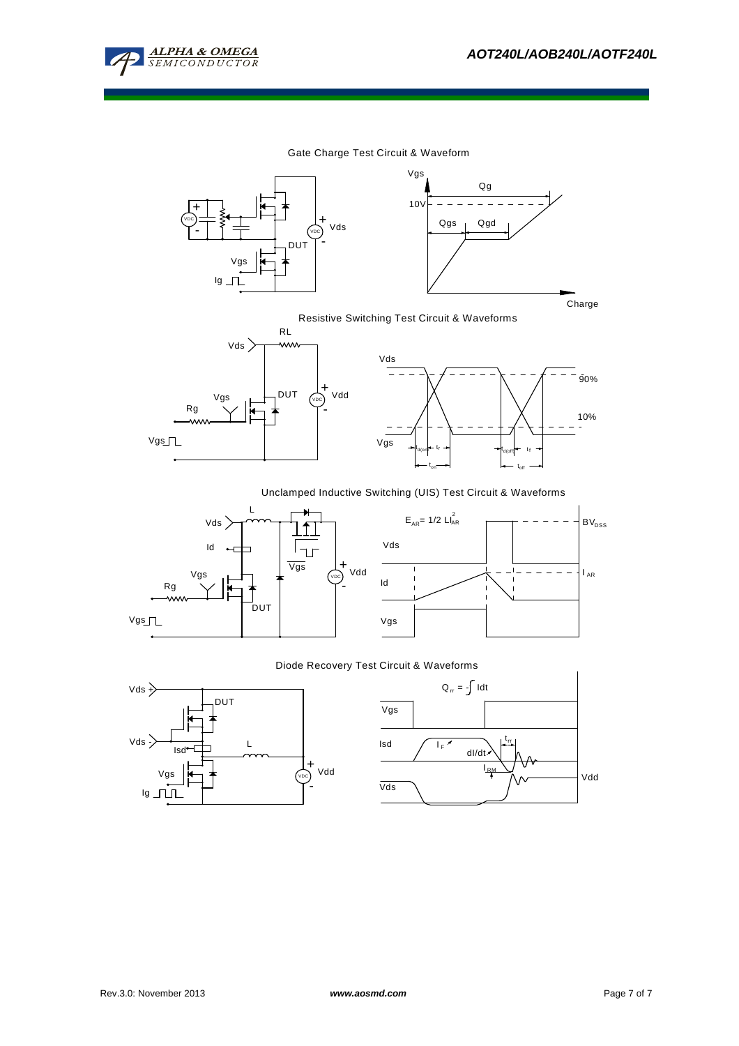## Gate Charge Test Circuit & Waveform

VDC
+
-
+
VDC
Vds
-
DUT
Vgs
Ig

Vgs
Qg
10V
Qgs
Qgd
Charge

## Resistive Switching Test Circuit & Waveforms

RL
Vds
Vgs
DUT
+
VDC
Vdd
-
Rg
Vgs

Vds
90%
10%
Vgs
$t_{d(on)}$
$t_r$
$t_{on}$
$t_{d(off)}$
$t_f$
$t_{off}$

## Unclamped Inductive Switching (UIS) Test Circuit & Waveforms

L
Vds
Id
Vgs
Rg
DUT
Vgs
+
VDC
Vdd
-
Vgs

$E_{AR} = 1/2\ LI_{AR}^2$
$BV_{DSS}$
Vds
Id
$I_{AR}$
Vgs

## Diode Recovery Test Circuit & Waveforms

Vds +
DUT
Vds -
Isd
L
Vgs
Ig
+
VDC
Vdd
-

$Q_{rr} = -\int Idt$
Vgs
Isd
$I_F$
dI/dt
$t_{rr}$
$I_{RM}$
Vds
Vdd